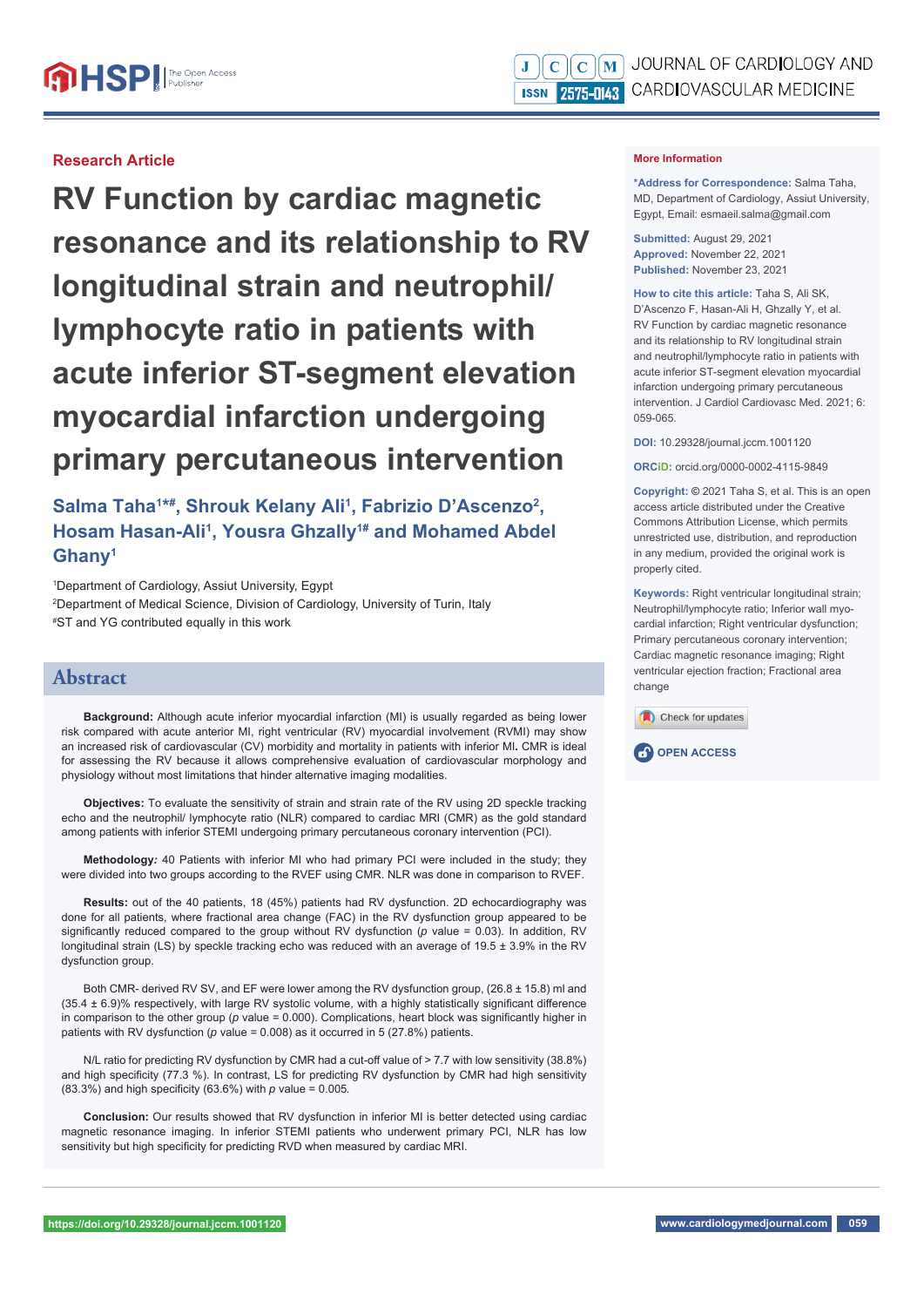Research Article

# RV Function by cardiac magnetic resonance and its relationship to RV longitudinal strain and neutrophil/ lymphocyte ratio in patients with acute inferior ST-segment elevation myocardial infarction undergoing primary percutaneous intervention

**Salma Taha[1*#], Shrouk Kelany Ali[1], Fabrizio D'Ascenzo[2], Hosam Hasan-Ali[1], Yousra Ghzally[1#] and Mohamed Abdel Ghany[1]**

[1]Department of Cardiology, Assiut University, Egypt

[2]Department of Medical Science, Division of Cardiology, University of Turin, Italy

[#]ST and YG contributed equally in this work

**More Information**

**\*Address for Correspondence:** Salma Taha, MD, Department of Cardiology, Assiut University, Egypt, Email: esmaeil.salma@gmail.com

**Submitted:** August 29, 2021

**Approved:** November 22, 2021

**Published:** November 23, 2021

**How to cite this article:** Taha S, Ali SK, D'Ascenzo F, Hasan-Ali H, Ghzally Y, et al. RV Function by cardiac magnetic resonance and its relationship to RV longitudinal strain and neutrophil/lymphocyte ratio in patients with acute inferior ST-segment elevation myocardial infarction undergoing primary percutaneous intervention. J Cardiol Cardiovasc Med. 2021; 6: 059-065.

**DOI:** 10.29328/journal.jccm.1001120

**ORCiD:** orcid.org/0000-0002-4115-9849

**Copyright:** © 2021 Taha S, et al. This is an open access article distributed under the Creative Commons Attribution License, which permits unrestricted use, distribution, and reproduction in any medium, provided the original work is properly cited.

**Keywords:** Right ventricular longitudinal strain; Neutrophil/lymphocyte ratio; Inferior wall myocardial infarction; Right ventricular dysfunction; Primary percutaneous coronary intervention; Cardiac magnetic resonance imaging; Right ventricular ejection fraction; Fractional area change

OPEN ACCESS

## Abstract

**Background:** Although acute inferior myocardial infarction (MI) is usually regarded as being lower risk compared with acute anterior MI, right ventricular (RV) myocardial involvement (RVMI) may show an increased risk of cardiovascular (CV) morbidity and mortality in patients with inferior MI. CMR is ideal for assessing the RV because it allows comprehensive evaluation of cardiovascular morphology and physiology without most limitations that hinder alternative imaging modalities.

**Objectives:** To evaluate the sensitivity of strain and strain rate of the RV using 2D speckle tracking echo and the neutrophil/ lymphocyte ratio (NLR) compared to cardiac MRI (CMR) as the gold standard among patients with inferior STEMI undergoing primary percutaneous coronary intervention (PCI).

***Methodology:*** 40 Patients with inferior MI who had primary PCI were included in the study; they were divided into two groups according to the RVEF using CMR. NLR was done in comparison to RVEF.

**Results:** out of the 40 patients, 18 (45%) patients had RV dysfunction. 2D echocardiography was done for all patients, where fractional area change (FAC) in the RV dysfunction group appeared to be significantly reduced compared to the group without RV dysfunction (*p* value = 0.03). In addition, RV longitudinal strain (LS) by speckle tracking echo was reduced with an average of 19.5 ± 3.9% in the RV dysfunction group.

Both CMR- derived RV SV, and EF were lower among the RV dysfunction group, (26.8 ± 15.8) ml and (35.4 ± 6.9)% respectively, with large RV systolic volume, with a highly statistically significant difference in comparison to the other group (*p* value = 0.000). Complications, heart block was significantly higher in patients with RV dysfunction (*p* value = 0.008) as it occurred in 5 (27.8%) patients.

N/L ratio for predicting RV dysfunction by CMR had a cut-off value of > 7.7 with low sensitivity (38.8%) and high specificity (77.3 %). In contrast, LS for predicting RV dysfunction by CMR had high sensitivity (83.3%) and high specificity (63.6%) with *p* value = 0.005.

**Conclusion:** Our results showed that RV dysfunction in inferior MI is better detected using cardiac magnetic resonance imaging. In inferior STEMI patients who underwent primary PCI, NLR has low sensitivity but high specificity for predicting RVD when measured by cardiac MRI.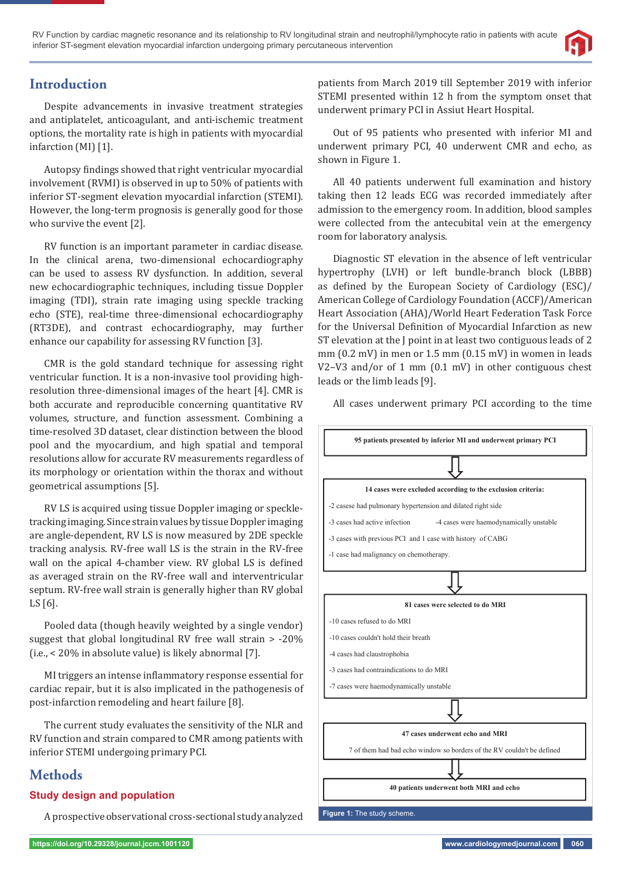## Introduction

Despite advancements in invasive treatment strategies and antiplatelet, anticoagulant, and anti-ischemic treatment options, the mortality rate is high in patients with myocardial infarction (MI) [1].

Autopsy findings showed that right ventricular myocardial involvement (RVMI) is observed in up to 50% of patients with inferior ST-segment elevation myocardial infarction (STEMI). However, the long-term prognosis is generally good for those who survive the event [2].

RV function is an important parameter in cardiac disease. In the clinical arena, two-dimensional echocardiography can be used to assess RV dysfunction. In addition, several new echocardiographic techniques, including tissue Doppler imaging (TDI), strain rate imaging using speckle tracking echo (STE), real-time three-dimensional echocardiography (RT3DE), and contrast echocardiography, may further enhance our capability for assessing RV function [3].

CMR is the gold standard technique for assessing right ventricular function. It is a non-invasive tool providing high-resolution three-dimensional images of the heart [4]. CMR is both accurate and reproducible concerning quantitative RV volumes, structure, and function assessment. Combining a time-resolved 3D dataset, clear distinction between the blood pool and the myocardium, and high spatial and temporal resolutions allow for accurate RV measurements regardless of its morphology or orientation within the thorax and without geometrical assumptions [5].

RV LS is acquired using tissue Doppler imaging or speckle-tracking imaging. Since strain values by tissue Doppler imaging are angle-dependent, RV LS is now measured by 2DE speckle tracking analysis. RV-free wall LS is the strain in the RV-free wall on the apical 4-chamber view. RV global LS is defined as averaged strain on the RV-free wall and interventricular septum. RV-free wall strain is generally higher than RV global LS [6].

Pooled data (though heavily weighted by a single vendor) suggest that global longitudinal RV free wall strain > -20% (i.e., < 20% in absolute value) is likely abnormal [7].

MI triggers an intense inflammatory response essential for cardiac repair, but it is also implicated in the pathogenesis of post-infarction remodeling and heart failure [8].

The current study evaluates the sensitivity of the NLR and RV function and strain compared to CMR among patients with inferior STEMI undergoing primary PCI.

## Methods

### Study design and population

A prospective observational cross-sectional study analyzed patients from March 2019 till September 2019 with inferior STEMI presented within 12 h from the symptom onset that underwent primary PCI in Assiut Heart Hospital.

Out of 95 patients who presented with inferior MI and underwent primary PCI, 40 underwent CMR and echo, as shown in Figure 1.

All 40 patients underwent full examination and history taking then 12 leads ECG was recorded immediately after admission to the emergency room. In addition, blood samples were collected from the antecubital vein at the emergency room for laboratory analysis.

Diagnostic ST elevation in the absence of left ventricular hypertrophy (LVH) or left bundle-branch block (LBBB) as defined by the European Society of Cardiology (ESC)/ American College of Cardiology Foundation (ACCF)/American Heart Association (AHA)/World Heart Federation Task Force for the Universal Definition of Myocardial Infarction as new ST elevation at the J point in at least two contiguous leads of 2 mm (0.2 mV) in men or 1.5 mm (0.15 mV) in women in leads V2–V3 and/or of 1 mm (0.1 mV) in other contiguous chest leads or the limb leads [9].

All cases underwent primary PCI according to the time

**95 patients presented by inferior MI and underwent primary PCI**

↓

**14 cases were excluded according to the exclusion criteria:**

- -2 casese had pulmonary hypertension and dilated right side
- -3 cases had active infection
- -4 cases were haemodynamically unstable
- -3 cases with previous PCI and 1 case with history of CABG
- -1 case had malignancy on chemotherapy.

↓

**81 cases were selected to do MRI**

- -10 cases refused to do MRI
- -10 cases couldn't hold their breath
- -4 cases had claustrophobia
- -3 cases had contraindications to do MRI
- -7 cases were haemodynamically unstable

↓

**47 cases underwent echo and MRI**

7 of them had bad echo window so borders of the RV couldn't be defined

↓

**40 patients underwent both MRI and echo**

**Figure 1:** The study scheme.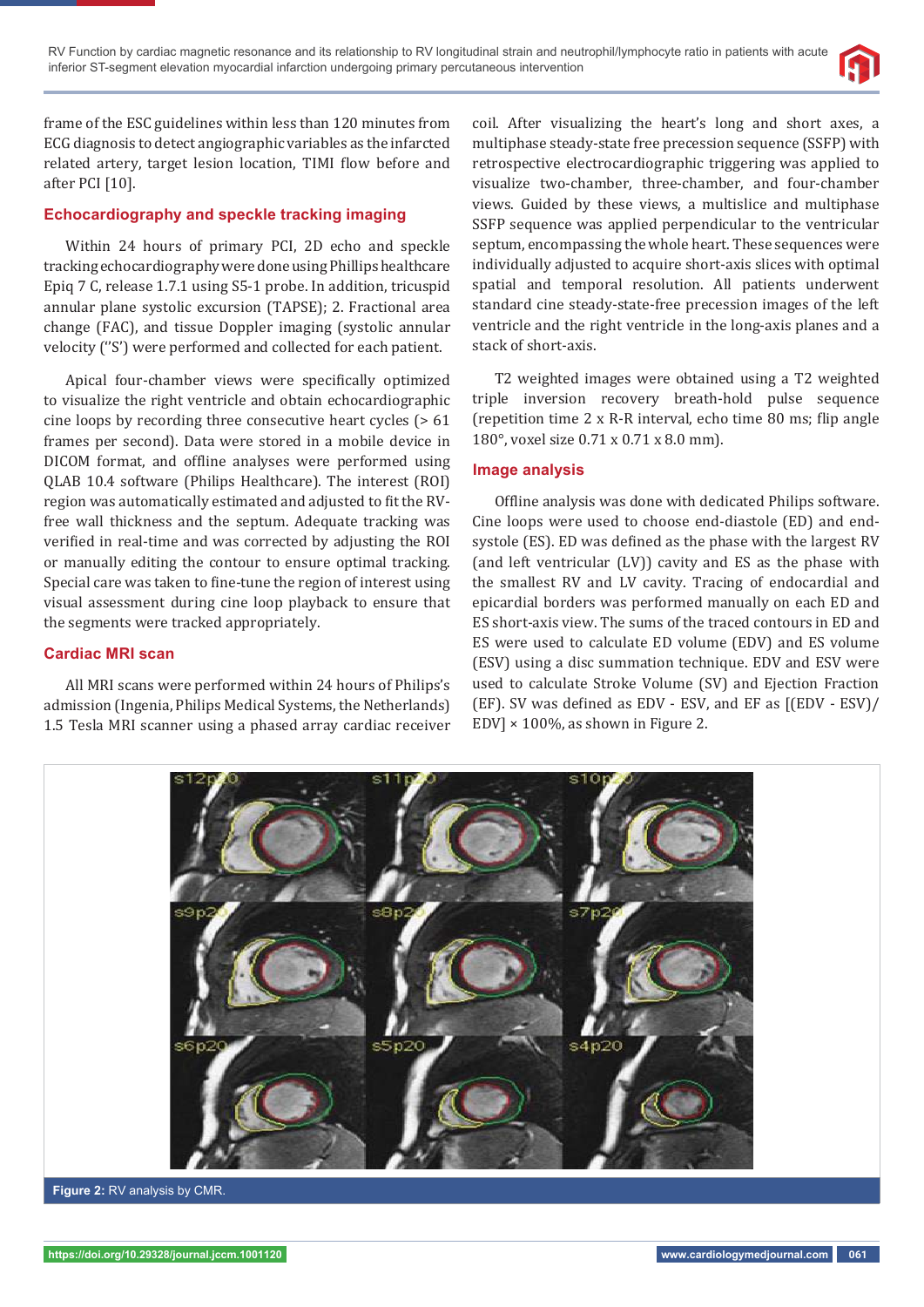frame of the ESC guidelines within less than 120 minutes from ECG diagnosis to detect angiographic variables as the infarcted related artery, target lesion location, TIMI flow before and after PCI [10].

## Echocardiography and speckle tracking imaging

Within 24 hours of primary PCI, 2D echo and speckle tracking echocardiography were done using Phillips healthcare Epiq 7 C, release 1.7.1 using S5-1 probe. In addition, tricuspid annular plane systolic excursion (TAPSE); 2. Fractional area change (FAC), and tissue Doppler imaging (systolic annular velocity (''S') were performed and collected for each patient.

Apical four-chamber views were specifically optimized to visualize the right ventricle and obtain echocardiographic cine loops by recording three consecutive heart cycles (> 61 frames per second). Data were stored in a mobile device in DICOM format, and offline analyses were performed using QLAB 10.4 software (Philips Healthcare). The interest (ROI) region was automatically estimated and adjusted to fit the RV-free wall thickness and the septum. Adequate tracking was verified in real-time and was corrected by adjusting the ROI or manually editing the contour to ensure optimal tracking. Special care was taken to fine-tune the region of interest using visual assessment during cine loop playback to ensure that the segments were tracked appropriately.

## Cardiac MRI scan

All MRI scans were performed within 24 hours of Philips's admission (Ingenia, Philips Medical Systems, the Netherlands) 1.5 Tesla MRI scanner using a phased array cardiac receiver coil. After visualizing the heart's long and short axes, a multiphase steady-state free precession sequence (SSFP) with retrospective electrocardiographic triggering was applied to visualize two-chamber, three-chamber, and four-chamber views. Guided by these views, a multislice and multiphase SSFP sequence was applied perpendicular to the ventricular septum, encompassing the whole heart. These sequences were individually adjusted to acquire short-axis slices with optimal spatial and temporal resolution. All patients underwent standard cine steady-state-free precession images of the left ventricle and the right ventricle in the long-axis planes and a stack of short-axis.

T2 weighted images were obtained using a T2 weighted triple inversion recovery breath-hold pulse sequence (repetition time 2 x R-R interval, echo time 80 ms; flip angle 180°, voxel size 0.71 x 0.71 x 8.0 mm).

## Image analysis

Offline analysis was done with dedicated Philips software. Cine loops were used to choose end-diastole (ED) and end-systole (ES). ED was defined as the phase with the largest RV (and left ventricular (LV)) cavity and ES as the phase with the smallest RV and LV cavity. Tracing of endocardial and epicardial borders was performed manually on each ED and ES short-axis view. The sums of the traced contours in ED and ES were used to calculate ED volume (EDV) and ES volume (ESV) using a disc summation technique. EDV and ESV were used to calculate Stroke Volume (SV) and Ejection Fraction (EF). SV was defined as EDV - ESV, and EF as [(EDV - ESV)/ EDV] × 100%, as shown in Figure 2.

s12p20 s11p20 s10p20
s9p20 s8p20 s7p20
s6p20 s5p20 s4p20

**Figure 2:** RV analysis by CMR.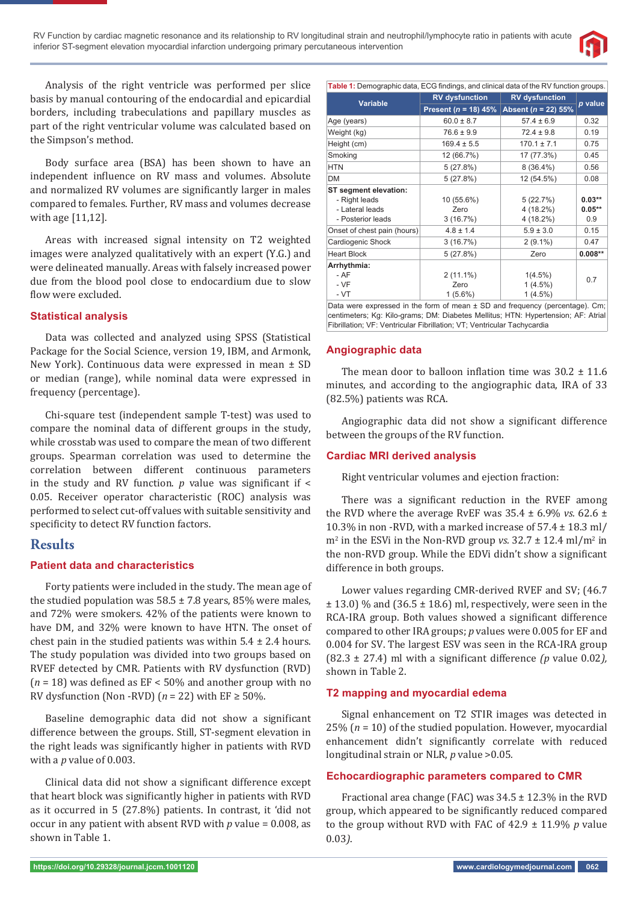Analysis of the right ventricle was performed per slice basis by manual contouring of the endocardial and epicardial borders, including trabeculations and papillary muscles as part of the right ventricular volume was calculated based on the Simpson's method.

Body surface area (BSA) has been shown to have an independent influence on RV mass and volumes. Absolute and normalized RV volumes are significantly larger in males compared to females. Further, RV mass and volumes decrease with age [11,12].

Areas with increased signal intensity on T2 weighted images were analyzed qualitatively with an expert (Y.G.) and were delineated manually. Areas with falsely increased power due from the blood pool close to endocardium due to slow flow were excluded.

### Statistical analysis

Data was collected and analyzed using SPSS (Statistical Package for the Social Science, version 19, IBM, and Armonk, New York). Continuous data were expressed in mean ± SD or median (range), while nominal data were expressed in frequency (percentage).

Chi-square test (independent sample T-test) was used to compare the nominal data of different groups in the study, while crosstab was used to compare the mean of two different groups. Spearman correlation was used to determine the correlation between different continuous parameters in the study and RV function. *p* value was significant if < 0.05. Receiver operator characteristic (ROC) analysis was performed to select cut-off values with suitable sensitivity and specificity to detect RV function factors.

## Results

### Patient data and characteristics

Forty patients were included in the study. The mean age of the studied population was 58.5 ± 7.8 years, 85% were males, and 72% were smokers. 42% of the patients were known to have DM, and 32% were known to have HTN. The onset of chest pain in the studied patients was within 5.4 ± 2.4 hours. The study population was divided into two groups based on RVEF detected by CMR. Patients with RV dysfunction (RVD) ($n$ = 18) was defined as EF < 50% and another group with no RV dysfunction (Non -RVD) ($n$ = 22) with EF ≥ 50%.

Baseline demographic data did not show a significant difference between the groups. Still, ST-segment elevation in the right leads was significantly higher in patients with RVD with a *p* value of 0.003.

Clinical data did not show a significant difference except that heart block was significantly higher in patients with RVD as it occurred in 5 (27.8%) patients. In contrast, it 'did not occur in any patient with absent RVD with *p* value = 0.008, as shown in Table 1.

**Table 1:** Demographic data, ECG findings, and clinical data of the RV function groups.

| Variable | RV dysfunction Present ($n$ = 18) 45% | RV dysfunction Absent ($n$ = 22) 55% | *p* value |
|---|---|---|---|
| Age (years) | 60.0 ± 8.7 | 57.4 ± 6.9 | 0.32 |
| Weight (kg) | 76.6 ± 9.9 | 72.4 ± 9.8 | 0.19 |
| Height (cm) | 169.4 ± 5.5 | 170.1 ± 7.1 | 0.75 |
| Smoking | 12 (66.7%) | 17 (77.3%) | 0.45 |
| HTN | 5 (27.8%) | 8 (36.4%) | 0.56 |
| DM | 5 (27.8%) | 12 (54.5%) | 0.08 |
| **ST segment elevation:** | | | |
| - Right leads | 10 (55.6%) | 5 (22.7%) | **0.03**** |
| - Lateral leads | Zero | 4 (18.2%) | **0.05**** |
| - Posterior leads | 3 (16.7%) | 4 (18.2%) | 0.9 |
| Onset of chest pain (hours) | 4.8 ± 1.4 | 5.9 ± 3.0 | 0.15 |
| Cardiogenic Shock | 3 (16.7%) | 2 (9.1%) | 0.47 |
| Heart Block | 5 (27.8%) | Zero | **0.008**** |
| **Arrhythmia:** | | | 0.7 |
| - AF | 2 (11.1%) | 1(4.5%) | |
| - VF | Zero | 1 (4.5%) | |
| - VT | 1 (5.6%) | 1 (4.5%) | |

Data were expressed in the form of mean ± SD and frequency (percentage). Cm; centimeters; Kg: Kilo-grams; DM: Diabetes Mellitus; HTN: Hypertension; AF: Atrial Fibrillation; VF: Ventricular Fibrillation; VT; Ventricular Tachycardia

### Angiographic data

The mean door to balloon inflation time was 30.2 ± 11.6 minutes, and according to the angiographic data, IRA of 33 (82.5%) patients was RCA.

Angiographic data did not show a significant difference between the groups of the RV function.

### Cardiac MRI derived analysis

Right ventricular volumes and ejection fraction:

There was a significant reduction in the RVEF among the RVD where the average RvEF was 35.4 ± 6.9% *vs.* 62.6 ± 10.3% in non -RVD, with a marked increase of 57.4 ± 18.3 ml/m$^2$ in the ESVi in the Non-RVD group *vs.* 32.7 ± 12.4 ml/m$^2$ in the non-RVD group. While the EDVi didn't show a significant difference in both groups.

Lower values regarding CMR-derived RVEF and SV; (46.7 ± 13.0) % and (36.5 ± 18.6) ml, respectively, were seen in the RCA-IRA group. Both values showed a significant difference compared to other IRA groups; *p* values were 0.005 for EF and 0.004 for SV. The largest ESV was seen in the RCA-IRA group (82.3 ± 27.4) ml with a significant difference (*p* value 0.02*)*, shown in Table 2.

### T2 mapping and myocardial edema

Signal enhancement on T2 STIR images was detected in 25% ($n$ = 10) of the studied population. However, myocardial enhancement didn't significantly correlate with reduced longitudinal strain or NLR, *p* value >0.05.

### Echocardiographic parameters compared to CMR

Fractional area change (FAC) was 34.5 ± 12.3% in the RVD group, which appeared to be significantly reduced compared to the group without RVD with FAC of 42.9 ± 11.9% *p* value 0.03*)*.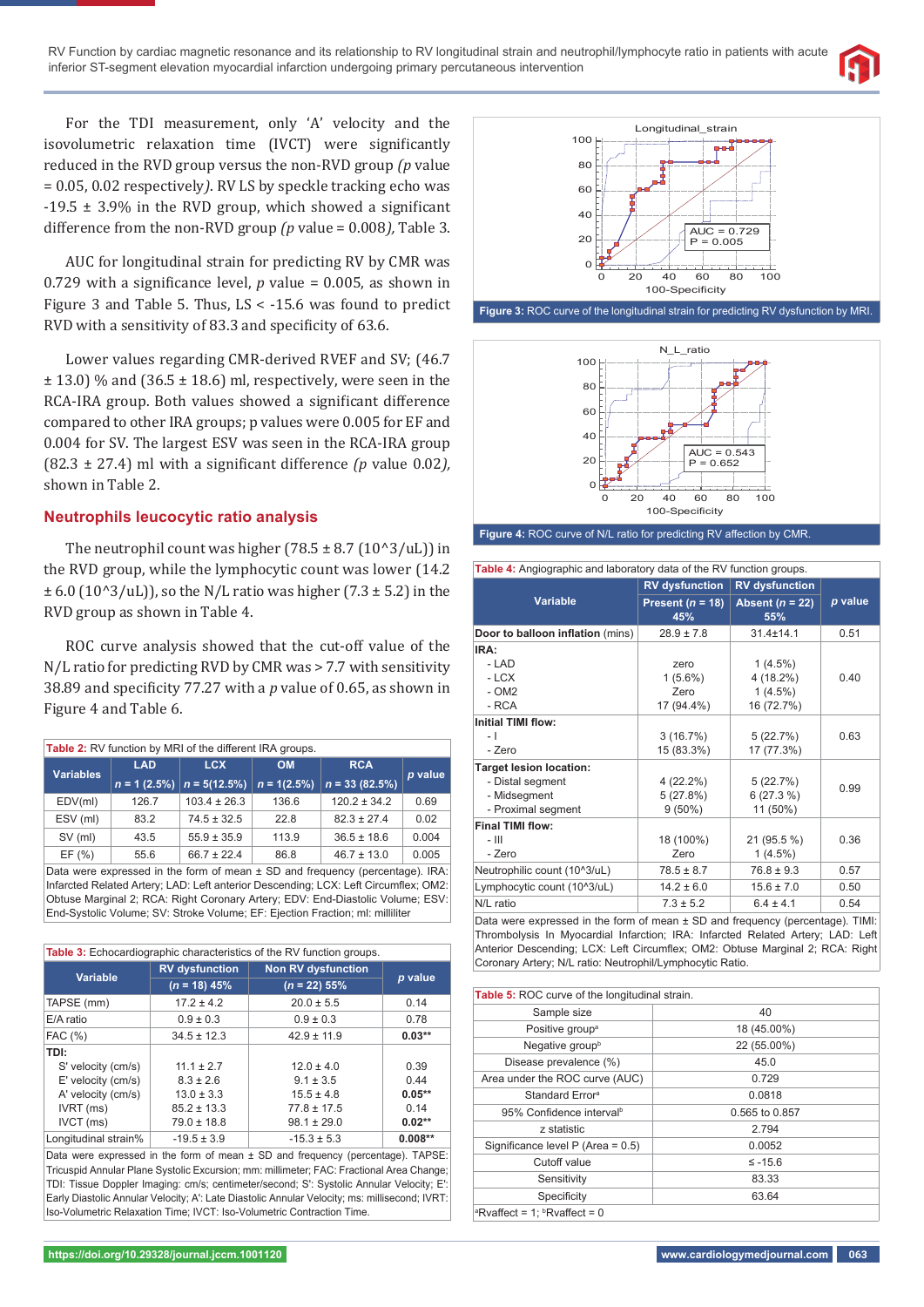For the TDI measurement, only 'A' velocity and the isovolumetric relaxation time (IVCT) were significantly reduced in the RVD group versus the non-RVD group *(p* value = 0.05, 0.02 respectively*)*. RV LS by speckle tracking echo was -19.5 ± 3.9% in the RVD group, which showed a significant difference from the non-RVD group *(p* value = 0.008*),* Table 3.

AUC for longitudinal strain for predicting RV by CMR was 0.729 with a significance level, *p* value = 0.005, as shown in Figure 3 and Table 5. Thus, LS < -15.6 was found to predict RVD with a sensitivity of 83.3 and specificity of 63.6.

Lower values regarding CMR-derived RVEF and SV; (46.7 ± 13.0) % and (36.5 ± 18.6) ml, respectively, were seen in the RCA-IRA group. Both values showed a significant difference compared to other IRA groups; p values were 0.005 for EF and 0.004 for SV. The largest ESV was seen in the RCA-IRA group (82.3 ± 27.4) ml with a significant difference *(p* value 0.02*),* shown in Table 2.

## Neutrophils leucocytic ratio analysis

The neutrophil count was higher (78.5 ± 8.7 (10^3/uL)) in the RVD group, while the lymphocytic count was lower (14.2 ± 6.0 (10^3/uL)), so the N/L ratio was higher (7.3 ± 5.2) in the RVD group as shown in Table 4.

ROC curve analysis showed that the cut-off value of the N/L ratio for predicting RVD by CMR was > 7.7 with sensitivity 38.89 and specificity 77.27 with a *p* value of 0.65, as shown in Figure 4 and Table 6.

**Table 2:** RV function by MRI of the different IRA groups.

| Variables | LAD | LCX | OM | RCA | p value |
|---|---|---|---|---|---|
| | n = 1 (2.5%) | n = 5(12.5%) | n = 1(2.5%) | n = 33 (82.5%) | |
| EDV(ml) | 126.7 | 103.4 ± 26.3 | 136.6 | 120.2 ± 34.2 | 0.69 |
| ESV (ml) | 83.2 | 74.5 ± 32.5 | 22.8 | 82.3 ± 27.4 | 0.02 |
| SV (ml) | 43.5 | 55.9 ± 35.9 | 113.9 | 36.5 ± 18.6 | 0.004 |
| EF (%) | 55.6 | 66.7 ± 22.4 | 86.8 | 46.7 ± 13.0 | 0.005 |

Data were expressed in the form of mean ± SD and frequency (percentage). IRA: Infarcted Related Artery; LAD: Left anterior Descending; LCX: Left Circumflex; OM2: Obtuse Marginal 2; RCA: Right Coronary Artery; EDV: End-Diastolic Volume; ESV: End-Systolic Volume; SV: Stroke Volume; EF: Ejection Fraction; ml: milliliter

**Table 3:** Echocardiographic characteristics of the RV function groups.

| Variable | RV dysfunction | Non RV dysfunction | p value |
|---|---|---|---|
| | (n = 18) 45% | (n = 22) 55% | |
| TAPSE (mm) | 17.2 ± 4.2 | 20.0 ± 5.5 | 0.14 |
| E/A ratio | 0.9 ± 0.3 | 0.9 ± 0.3 | 0.78 |
| FAC (%) | 34.5 ± 12.3 | 42.9 ± 11.9 | **0.03**** |
| **TDI:** | | | |
| S' velocity (cm/s) | 11.1 ± 2.7 | 12.0 ± 4.0 | 0.39 |
| E' velocity (cm/s) | 8.3 ± 2.6 | 9.1 ± 3.5 | 0.44 |
| A' velocity (cm/s) | 13.0 ± 3.3 | 15.5 ± 4.8 | **0.05**** |
| IVRT (ms) | 85.2 ± 13.3 | 77.8 ± 17.5 | 0.14 |
| IVCT (ms) | 79.0 ± 18.8 | 98.1 ± 29.0 | **0.02**** |
| Longitudinal strain% | -19.5 ± 3.9 | -15.3 ± 5.3 | **0.008**** |

Data were expressed in the form of mean ± SD and frequency (percentage). TAPSE: Tricuspid Annular Plane Systolic Excursion; mm: millimeter; FAC: Fractional Area Change; TDI: Tissue Doppler Imaging: cm/s; centimeter/second; S': Systolic Annular Velocity; E': Early Diastolic Annular Velocity; A': Late Diastolic Annular Velocity; ms: millisecond; IVRT: Iso-Volumetric Relaxation Time; IVCT: Iso-Volumetric Contraction Time.

**Figure 3:** ROC curve of the longitudinal strain for predicting RV dysfunction by MRI.

**Figure 4:** ROC curve of N/L ratio for predicting RV affection by CMR.

**Table 4:** Angiographic and laboratory data of the RV function groups.

| Variable | RV dysfunction Present (n = 18) 45% | RV dysfunction Absent (n = 22) 55% | p value |
|---|---|---|---|
| **Door to balloon inflation** (mins) | 28.9 ± 7.8 | 31.4±14.1 | 0.51 |
| **IRA:** | | | 0.40 |
| - LAD | zero | 1 (4.5%) | |
| - LCX | 1 (5.6%) | 4 (18.2%) | |
| - OM2 | Zero | 1 (4.5%) | |
| - RCA | 17 (94.4%) | 16 (72.7%) | |
| **Initial TIMI flow:** | | | 0.63 |
| - I | 3 (16.7%) | 5 (22.7%) | |
| - Zero | 15 (83.3%) | 17 (77.3%) | |
| **Target lesion location:** | | | 0.99 |
| - Distal segment | 4 (22.2%) | 5 (22.7%) | |
| - Midsegment | 5 (27.8%) | 6 (27.3 %) | |
| - Proximal segment | 9 (50%) | 11 (50%) | |
| **Final TIMI flow:** | | | 0.36 |
| - III | 18 (100%) | 21 (95.5 %) | |
| - Zero | Zero | 1 (4.5%) | |
| Neutrophilic count (10^3/uL) | 78.5 ± 8.7 | 76.8 ± 9.3 | 0.57 |
| Lymphocytic count (10^3/uL) | 14.2 ± 6.0 | 15.6 ± 7.0 | 0.50 |
| N/L ratio | 7.3 ± 5.2 | 6.4 ± 4.1 | 0.54 |

Data were expressed in the form of mean ± SD and frequency (percentage). TIMI: Thrombolysis In Myocardial Infarction; IRA: Infarcted Related Artery; LAD: Left Anterior Descending; LCX: Left Circumflex; OM2: Obtuse Marginal 2; RCA: Right Coronary Artery; N/L ratio: Neutrophil/Lymphocytic Ratio.

**Table 5:** ROC curve of the longitudinal strain.

| | |
|---|---|
| Sample size | 40 |
| Positive group[a] | 18 (45.00%) |
| Negative group[b] | 22 (55.00%) |
| Disease prevalence (%) | 45.0 |
| Area under the ROC curve (AUC) | 0.729 |
| Standard Error[a] | 0.0818 |
| 95% Confidence interval[b] | 0.565 to 0.857 |
| z statistic | 2.794 |
| Significance level P (Area = 0.5) | 0.0052 |
| Cutoff value | ≤ -15.6 |
| Sensitivity | 83.33 |
| Specificity | 63.64 |

[a]Rvaffect = 1; [b]Rvaffect = 0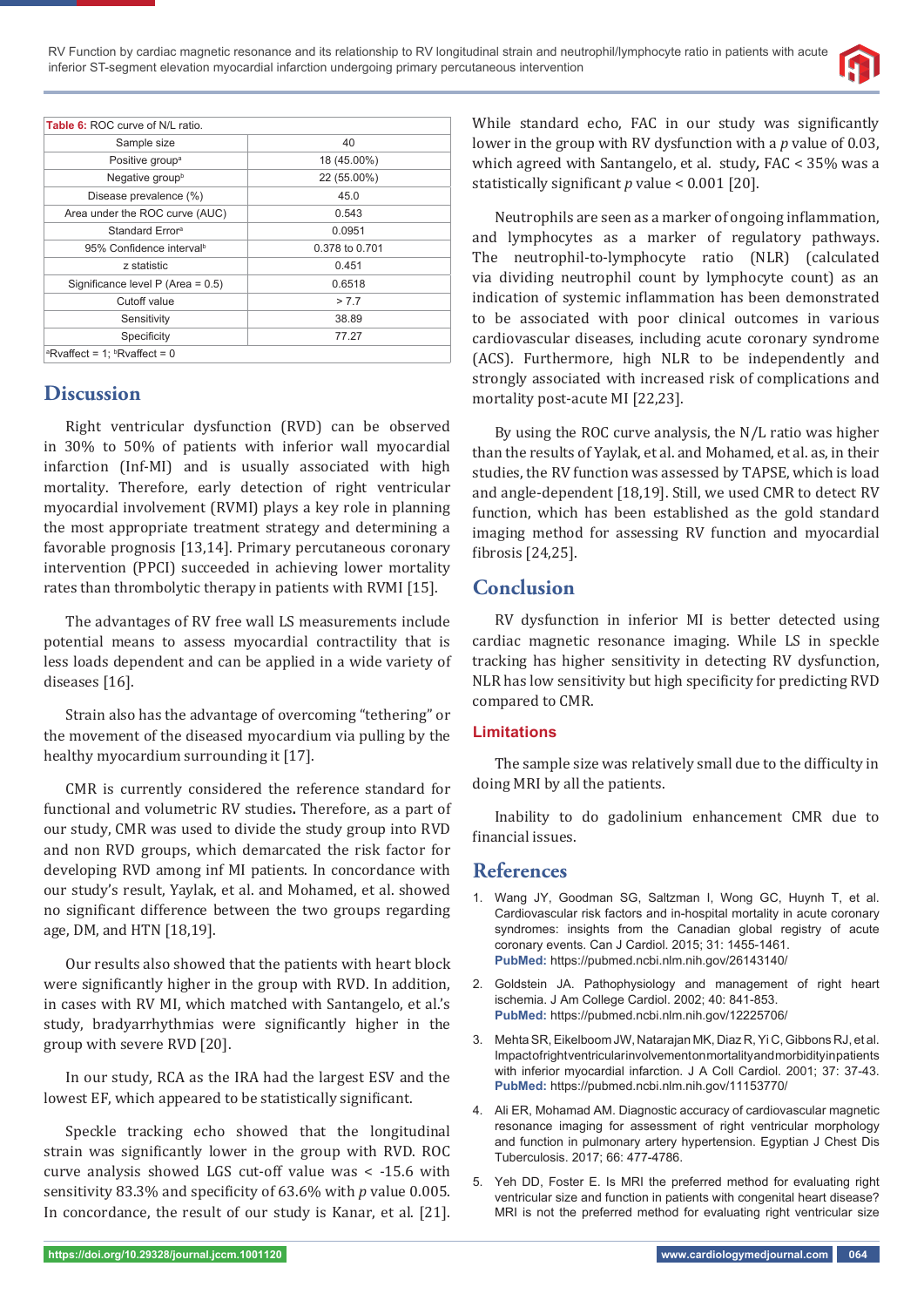**Table 6:** ROC curve of N/L ratio.

| | |
|---|---|
| Sample size | 40 |
| Positive group[a] | 18 (45.00%) |
| Negative group[b] | 22 (55.00%) |
| Disease prevalence (%) | 45.0 |
| Area under the ROC curve (AUC) | 0.543 |
| Standard Error[a] | 0.0951 |
| 95% Confidence interval[b] | 0.378 to 0.701 |
| z statistic | 0.451 |
| Significance level P (Area = 0.5) | 0.6518 |
| Cutoff value | > 7.7 |
| Sensitivity | 38.89 |
| Specificity | 77.27 |

[a]Rvaffect = 1; [b]Rvaffect = 0

## Discussion

Right ventricular dysfunction (RVD) can be observed in 30% to 50% of patients with inferior wall myocardial infarction (Inf-MI) and is usually associated with high mortality. Therefore, early detection of right ventricular myocardial involvement (RVMI) plays a key role in planning the most appropriate treatment strategy and determining a favorable prognosis [13,14]. Primary percutaneous coronary intervention (PPCI) succeeded in achieving lower mortality rates than thrombolytic therapy in patients with RVMI [15].

The advantages of RV free wall LS measurements include potential means to assess myocardial contractility that is less loads dependent and can be applied in a wide variety of diseases [16].

Strain also has the advantage of overcoming "tethering" or the movement of the diseased myocardium via pulling by the healthy myocardium surrounding it [17].

CMR is currently considered the reference standard for functional and volumetric RV studies**.** Therefore, as a part of our study, CMR was used to divide the study group into RVD and non RVD groups, which demarcated the risk factor for developing RVD among inf MI patients. In concordance with our study's result, Yaylak, et al. and Mohamed, et al. showed no significant difference between the two groups regarding age, DM, and HTN [18,19].

Our results also showed that the patients with heart block were significantly higher in the group with RVD. In addition, in cases with RV MI, which matched with Santangelo, et al.'s study, bradyarrhythmias were significantly higher in the group with severe RVD [20].

In our study, RCA as the IRA had the largest ESV and the lowest EF, which appeared to be statistically significant.

Speckle tracking echo showed that the longitudinal strain was significantly lower in the group with RVD. ROC curve analysis showed LGS cut-off value was < -15.6 with sensitivity 83.3% and specificity of 63.6% with *p* value 0.005. In concordance, the result of our study is Kanar, et al. [21].

While standard echo, FAC in our study was significantly lower in the group with RV dysfunction with a *p* value of 0.03, which agreed with Santangelo, et al. study**,** FAC < 35% was a statistically significant *p* value < 0.001 [20].

Neutrophils are seen as a marker of ongoing inflammation, and lymphocytes as a marker of regulatory pathways. The neutrophil-to-lymphocyte ratio (NLR) (calculated via dividing neutrophil count by lymphocyte count) as an indication of systemic inflammation has been demonstrated to be associated with poor clinical outcomes in various cardiovascular diseases, including acute coronary syndrome (ACS). Furthermore, high NLR to be independently and strongly associated with increased risk of complications and mortality post-acute MI [22,23].

By using the ROC curve analysis, the N/L ratio was higher than the results of Yaylak, et al. and Mohamed, et al. as, in their studies, the RV function was assessed by TAPSE, which is load and angle-dependent [18,19]. Still, we used CMR to detect RV function, which has been established as the gold standard imaging method for assessing RV function and myocardial fibrosis [24,25].

## Conclusion

RV dysfunction in inferior MI is better detected using cardiac magnetic resonance imaging. While LS in speckle tracking has higher sensitivity in detecting RV dysfunction, NLR has low sensitivity but high specificity for predicting RVD compared to CMR.

### Limitations

The sample size was relatively small due to the difficulty in doing MRI by all the patients.

Inability to do gadolinium enhancement CMR due to financial issues.

## References

1. Wang JY, Goodman SG, Saltzman I, Wong GC, Huynh T, et al. Cardiovascular risk factors and in-hospital mortality in acute coronary syndromes: insights from the Canadian global registry of acute coronary events. Can J Cardiol. 2015; 31: 1455-1461. **PubMed:** https://pubmed.ncbi.nlm.nih.gov/26143140/
2. Goldstein JA. Pathophysiology and management of right heart ischemia. J Am Coll Cardiol. 2002; 40: 841-853. **PubMed:** https://pubmed.ncbi.nlm.nih.gov/12225706/
3. Mehta SR, Eikelboom JW, Natarajan MK, Diaz R, Yi C, Gibbons RJ, et al. Impact of right ventricular involvement on mortality and morbidity in patients with inferior myocardial infarction. J A Coll Cardiol. 2001; 37: 37-43. **PubMed:** https://pubmed.ncbi.nlm.nih.gov/11153770/
4. Ali ER, Mohamad AM. Diagnostic accuracy of cardiovascular magnetic resonance imaging for assessment of right ventricular morphology and function in pulmonary artery hypertension. Egyptian J Chest Dis Tuberculosis. 2017; 66: 477-4786.
5. Yeh DD, Foster E. Is MRI the preferred method for evaluating right ventricular size and function in patients with congenital heart disease? MRI is not the preferred method for evaluating right ventricular size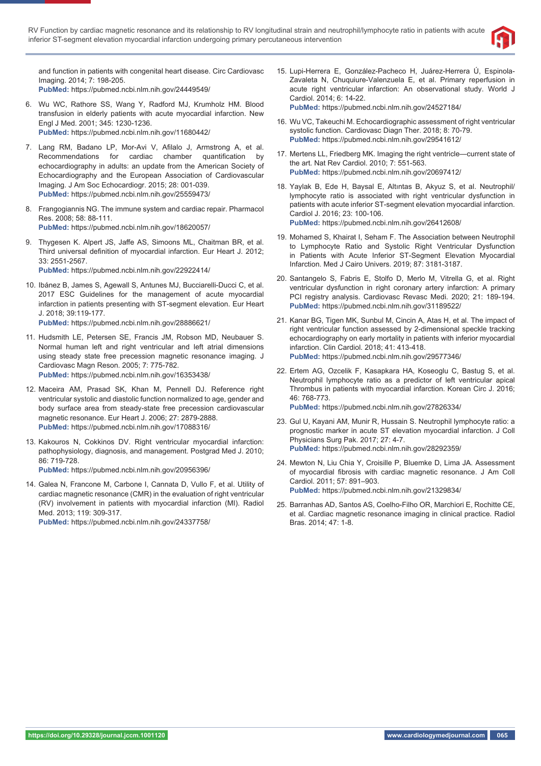and function in patients with congenital heart disease. Circ Cardiovasc Imaging. 2014; 7: 198-205.
**PubMed:** https://pubmed.ncbi.nlm.nih.gov/24449549/

6. Wu WC, Rathore SS, Wang Y, Radford MJ, Krumholz HM. Blood transfusion in elderly patients with acute myocardial infarction. New Engl J Med. 2001; 345: 1230-1236.
**PubMed:** https://pubmed.ncbi.nlm.nih.gov/11680442/

7. Lang RM, Badano LP, Mor-Avi V, Afilalo J, Armstrong A, et al. Recommendations for cardiac chamber quantification by echocardiography in adults: an update from the American Society of Echocardiography and the European Association of Cardiovascular Imaging. J Am Soc Echocardiogr. 2015; 28: 001-039.
**PubMed:** https://pubmed.ncbi.nlm.nih.gov/25559473/

8. Frangogiannis NG. The immune system and cardiac repair. Pharmacol Res. 2008; 58: 88-111.
**PubMed:** https://pubmed.ncbi.nlm.nih.gov/18620057/

9. Thygesen K. Alpert JS, Jaffe AS, Simoons ML, Chaitman BR, et al. Third universal definition of myocardial infarction. Eur Heart J. 2012; 33: 2551-2567.
**PubMed:** https://pubmed.ncbi.nlm.nih.gov/22922414/

10. Ibánez B, James S, Agewall S, Antunes MJ, Bucciarelli-Ducci C, et al. 2017 ESC Guidelines for the management of acute myocardial infarction in patients presenting with ST-segment elevation. Eur Heart J. 2018; 39:119-177.
**PubMed:** https://pubmed.ncbi.nlm.nih.gov/28886621/

11. Hudsmith LE, Petersen SE, Francis JM, Robson MD, Neubauer S. Normal human left and right ventricular and left atrial dimensions using steady state free precession magnetic resonance imaging. J Cardiovasc Magn Reson. 2005; 7: 775-782.
**PubMed:** https://pubmed.ncbi.nlm.nih.gov/16353438/

12. Maceira AM, Prasad SK, Khan M, Pennell DJ. Reference right ventricular systolic and diastolic function normalized to age, gender and body surface area from steady-state free precession cardiovascular magnetic resonance. Eur Heart J. 2006; 27: 2879-2888.
**PubMed:** https://pubmed.ncbi.nlm.nih.gov/17088316/

13. Kakouros N, Cokkinos DV. Right ventricular myocardial infarction: pathophysiology, diagnosis, and management. Postgrad Med J. 2010; 86: 719-728.
**PubMed:** https://pubmed.ncbi.nlm.nih.gov/20956396/

14. Galea N, Francone M, Carbone I, Cannata D, Vullo F, et al. Utility of cardiac magnetic resonance (CMR) in the evaluation of right ventricular (RV) involvement in patients with myocardial infarction (MI). Radiol Med. 2013; 119: 309-317.
**PubMed:** https://pubmed.ncbi.nlm.nih.gov/24337758/

15. Lupi-Herrera E, González-Pacheco H, Juárez-Herrera Ú, Espinola-Zavaleta N, Chuquiure-Valenzuela E, et al. Primary reperfusion in acute right ventricular infarction: An observational study. World J Cardiol. 2014; 6: 14-22.
**PubMed:** https://pubmed.ncbi.nlm.nih.gov/24527184/

16. Wu VC, Takeuchi M. Echocardiographic assessment of right ventricular systolic function. Cardiovasc Diagn Ther. 2018; 8: 70-79.
**PubMed:** https://pubmed.ncbi.nlm.nih.gov/29541612/

17. Mertens LL, Friedberg MK. Imaging the right ventricle—current state of the art. Nat Rev Cardiol. 2010; 7: 551-563.
**PubMed:** https://pubmed.ncbi.nlm.nih.gov/20697412/

18. Yaylak B, Ede H, Baysal E, Altıntas B, Akyuz S, et al. Neutrophil/lymphocyte ratio is associated with right ventricular dysfunction in patients with acute inferior ST-segment elevation myocardial infarction. Cardiol J. 2016; 23: 100-106.
**PubMed:** https://pubmed.ncbi.nlm.nih.gov/26412608/

19. Mohamed S, Khairat I, Seham F. The Association between Neutrophil to Lymphocyte Ratio and Systolic Right Ventricular Dysfunction in Patients with Acute Inferior ST-Segment Elevation Myocardial Infarction. Med J Cairo Univers. 2019; 87: 3181-3187.

20. Santangelo S, Fabris E, Stolfo D, Merlo M, Vitrella G, et al. Right ventricular dysfunction in right coronary artery infarction: A primary PCI registry analysis. Cardiovasc Revasc Medi. 2020; 21: 189-194.
**PubMed:** https://pubmed.ncbi.nlm.nih.gov/31189522/

21. Kanar BG, Tigen MK, Sunbul M, Cincin A, Atas H, et al. The impact of right ventricular function assessed by 2-dimensional speckle tracking echocardiography on early mortality in patients with inferior myocardial infarction. Clin Cardiol. 2018; 41: 413-418.
**PubMed:** https://pubmed.ncbi.nlm.nih.gov/29577346/

22. Ertem AG, Ozcelik F, Kasapkara HA, Koseoglu C, Bastug S, et al. Neutrophil lymphocyte ratio as a predictor of left ventricular apical Thrombus in patients with myocardial infarction. Korean Circ J. 2016; 46: 768-773.
**PubMed:** https://pubmed.ncbi.nlm.nih.gov/27826334/

23. Gul U, Kayani AM, Munir R, Hussain S. Neutrophil lymphocyte ratio: a prognostic marker in acute ST elevation myocardial infarction. J Coll Physicians Surg Pak. 2017; 27: 4-7.
**PubMed:** https://pubmed.ncbi.nlm.nih.gov/28292359/

24. Mewton N, Liu Chia Y, Croisille P, Bluemke D, Lima JA. Assessment of myocardial fibrosis with cardiac magnetic resonance. J Am Coll Cardiol. 2011; 57: 891–903.
**PubMed:** https://pubmed.ncbi.nlm.nih.gov/21329834/

25. Barranhas AD, Santos AS, Coelho-Filho OR, Marchiori E, Rochitte CE, et al. Cardiac magnetic resonance imaging in clinical practice. Radiol Bras. 2014; 47: 1-8.